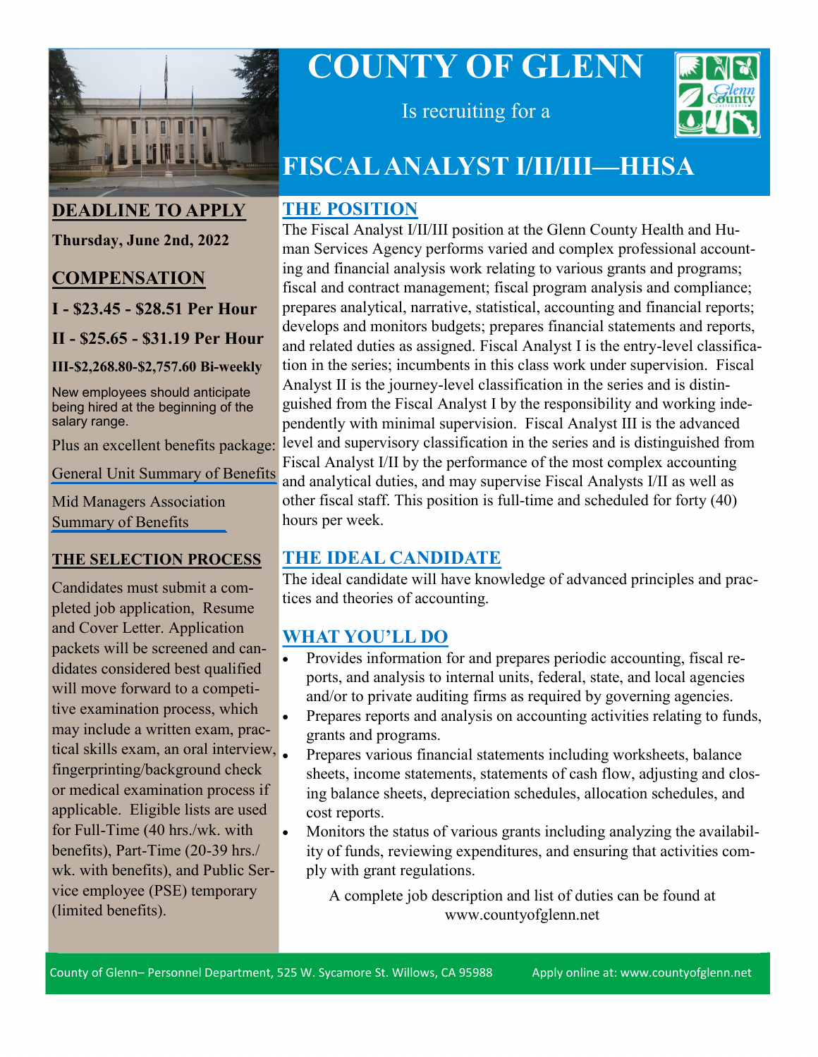# COUNTY OF GLENN

Is recruiting for a

# FISCAL ANALYST I/II/III—HHSA

## DEADLINE TO APPLY

**Thursday, June 2nd, 2022**

## COMPENSATION

**I - $23.45 - $28.51 Per Hour**

**II - $25.65 - $31.19 Per Hour**

**III-$2,268.80-$2,757.60 Bi-weekly**

New employees should anticipate being hired at the beginning of the salary range.

Plus an excellent benefits package:

General Unit Summary of Benefits

Mid Managers Association Summary of Benefits

## THE SELECTION PROCESS

Candidates must submit a completed job application, Resume and Cover Letter. Application packets will be screened and candidates considered best qualified will move forward to a competitive examination process, which may include a written exam, practical skills exam, an oral interview, fingerprinting/background check or medical examination process if applicable. Eligible lists are used for Full-Time (40 hrs./wk. with benefits), Part-Time (20-39 hrs./wk. with benefits), and Public Service employee (PSE) temporary (limited benefits).

## THE POSITION

The Fiscal Analyst I/II/III position at the Glenn County Health and Human Services Agency performs varied and complex professional accounting and financial analysis work relating to various grants and programs; fiscal and contract management; fiscal program analysis and compliance; prepares analytical, narrative, statistical, accounting and financial reports; develops and monitors budgets; prepares financial statements and reports, and related duties as assigned. Fiscal Analyst I is the entry-level classification in the series; incumbents in this class work under supervision. Fiscal Analyst II is the journey-level classification in the series and is distinguished from the Fiscal Analyst I by the responsibility and working independently with minimal supervision. Fiscal Analyst III is the advanced level and supervisory classification in the series and is distinguished from Fiscal Analyst I/II by the performance of the most complex accounting and analytical duties, and may supervise Fiscal Analysts I/II as well as other fiscal staff. This position is full-time and scheduled for forty (40) hours per week.

## THE IDEAL CANDIDATE

The ideal candidate will have knowledge of advanced principles and practices and theories of accounting.

## WHAT YOU'LL DO

- Provides information for and prepares periodic accounting, fiscal reports, and analysis to internal units, federal, state, and local agencies and/or to private auditing firms as required by governing agencies.
- Prepares reports and analysis on accounting activities relating to funds, grants and programs.
- Prepares various financial statements including worksheets, balance sheets, income statements, statements of cash flow, adjusting and closing balance sheets, depreciation schedules, allocation schedules, and cost reports.
- Monitors the status of various grants including analyzing the availability of funds, reviewing expenditures, and ensuring that activities comply with grant regulations.

A complete job description and list of duties can be found at www.countyofglenn.net

County of Glenn– Personnel Department, 525 W. Sycamore St. Willows, CA 95988 Apply online at: www.countyofglenn.net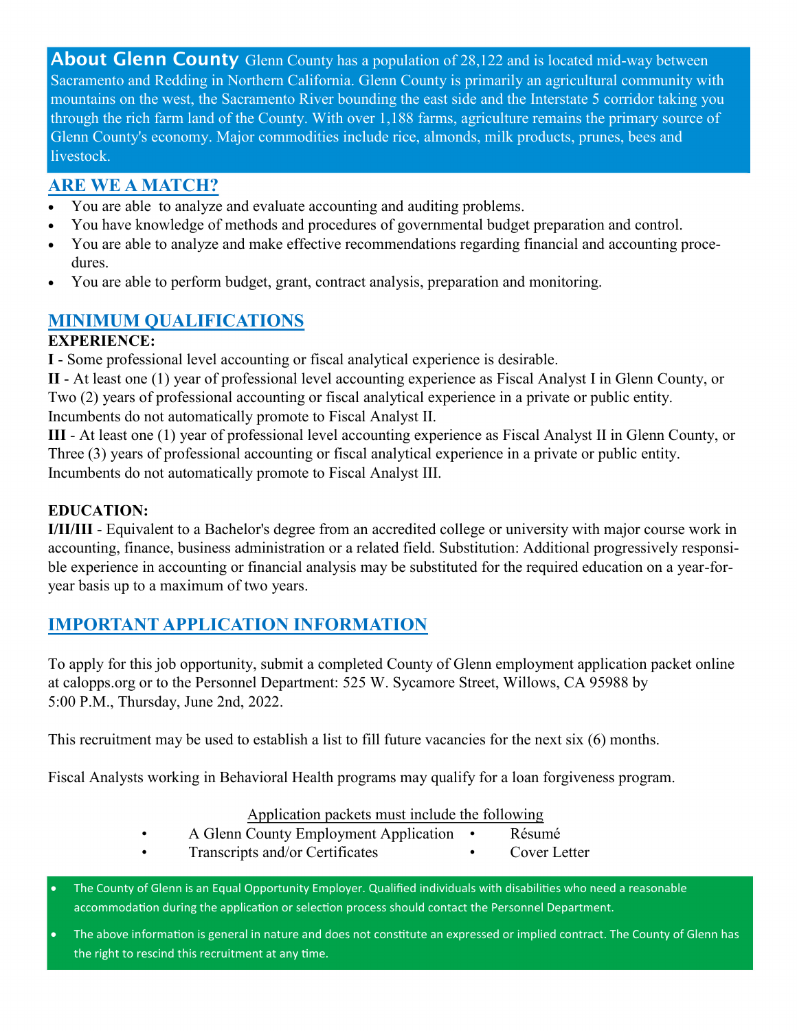**About Glenn County** Glenn County has a population of 28,122 and is located mid-way between Sacramento and Redding in Northern California. Glenn County is primarily an agricultural community with mountains on the west, the Sacramento River bounding the east side and the Interstate 5 corridor taking you through the rich farm land of the County. With over 1,188 farms, agriculture remains the primary source of Glenn County's economy. Major commodities include rice, almonds, milk products, prunes, bees and livestock.

## ARE WE A MATCH?

- You are able to analyze and evaluate accounting and auditing problems.
- You have knowledge of methods and procedures of governmental budget preparation and control.
- You are able to analyze and make effective recommendations regarding financial and accounting procedures.
- You are able to perform budget, grant, contract analysis, preparation and monitoring.

## MINIMUM QUALIFICATIONS

**EXPERIENCE:**

**I** - Some professional level accounting or fiscal analytical experience is desirable.

**II** - At least one (1) year of professional level accounting experience as Fiscal Analyst I in Glenn County, or Two (2) years of professional accounting or fiscal analytical experience in a private or public entity. Incumbents do not automatically promote to Fiscal Analyst II.

**III** - At least one (1) year of professional level accounting experience as Fiscal Analyst II in Glenn County, or Three (3) years of professional accounting or fiscal analytical experience in a private or public entity. Incumbents do not automatically promote to Fiscal Analyst III.

**EDUCATION:**

**I/II/III** - Equivalent to a Bachelor's degree from an accredited college or university with major course work in accounting, finance, business administration or a related field. Substitution: Additional progressively responsible experience in accounting or financial analysis may be substituted for the required education on a year-for-year basis up to a maximum of two years.

## IMPORTANT APPLICATION INFORMATION

To apply for this job opportunity, submit a completed County of Glenn employment application packet online at calopps.org or to the Personnel Department: 525 W. Sycamore Street, Willows, CA 95988 by 5:00 P.M., Thursday, June 2nd, 2022.

This recruitment may be used to establish a list to fill future vacancies for the next six (6) months.

Fiscal Analysts working in Behavioral Health programs may qualify for a loan forgiveness program.

Application packets must include the following

- A Glenn County Employment Application
- Résumé
- Transcripts and/or Certificates
- Cover Letter

- The County of Glenn is an Equal Opportunity Employer. Qualified individuals with disabilities who need a reasonable accommodation during the application or selection process should contact the Personnel Department.
- The above information is general in nature and does not constitute an expressed or implied contract. The County of Glenn has the right to rescind this recruitment at any time.